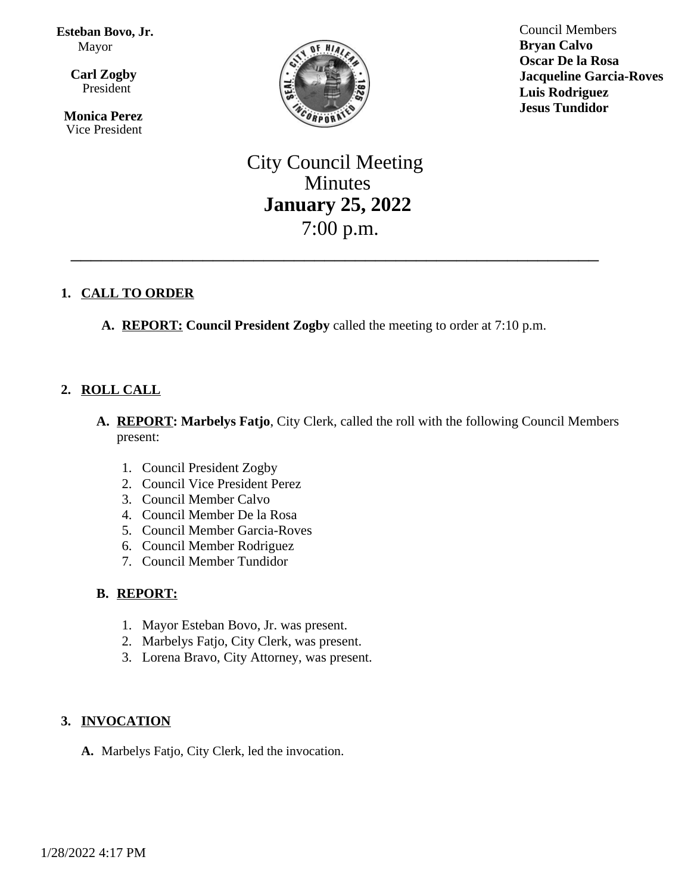**Esteban Bovo, Jr.**
Mayor

**Carl Zogby**
President

**Monica Perez**
Vice President

Council Members
**Bryan Calvo**
**Oscar De la Rosa**
**Jacqueline Garcia-Roves**
**Luis Rodriguez**
**Jesus Tundidor**

# City Council Meeting
# Minutes
# **January 25, 2022**
# 7:00 p.m.

---

1. **CALL TO ORDER**

   A. **REPORT:** **Council President Zogby** called the meeting to order at 7:10 p.m.

2. **ROLL CALL**

   A. **REPORT: Marbelys Fatjo**, City Clerk, called the roll with the following Council Members present:

      1. Council President Zogby
      2. Council Vice President Perez
      3. Council Member Calvo
      4. Council Member De la Rosa
      5. Council Member Garcia-Roves
      6. Council Member Rodriguez
      7. Council Member Tundidor

   B. **REPORT:**

      1. Mayor Esteban Bovo, Jr. was present.
      2. Marbelys Fatjo, City Clerk, was present.
      3. Lorena Bravo, City Attorney, was present.

3. **INVOCATION**

   A. Marbelys Fatjo, City Clerk, led the invocation.

1/28/2022 4:17 PM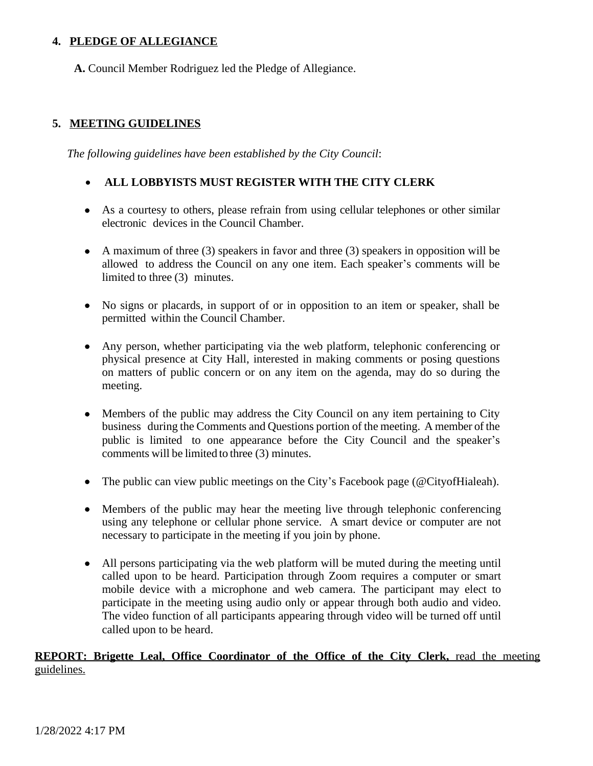## 4. PLEDGE OF ALLEGIANCE

**A.** Council Member Rodriguez led the Pledge of Allegiance.

## 5. MEETING GUIDELINES

*The following guidelines have been established by the City Council*:

- **ALL LOBBYISTS MUST REGISTER WITH THE CITY CLERK**
- As a courtesy to others, please refrain from using cellular telephones or other similar electronic devices in the Council Chamber.
- A maximum of three (3) speakers in favor and three (3) speakers in opposition will be allowed to address the Council on any one item. Each speaker's comments will be limited to three (3) minutes.
- No signs or placards, in support of or in opposition to an item or speaker, shall be permitted within the Council Chamber.
- Any person, whether participating via the web platform, telephonic conferencing or physical presence at City Hall, interested in making comments or posing questions on matters of public concern or on any item on the agenda, may do so during the meeting.
- Members of the public may address the City Council on any item pertaining to City business during the Comments and Questions portion of the meeting. A member of the public is limited to one appearance before the City Council and the speaker's comments will be limited to three (3) minutes.
- The public can view public meetings on the City's Facebook page (@CityofHialeah).
- Members of the public may hear the meeting live through telephonic conferencing using any telephone or cellular phone service. A smart device or computer are not necessary to participate in the meeting if you join by phone.
- All persons participating via the web platform will be muted during the meeting until called upon to be heard. Participation through Zoom requires a computer or smart mobile device with a microphone and web camera. The participant may elect to participate in the meeting using audio only or appear through both audio and video. The video function of all participants appearing through video will be turned off until called upon to be heard.

<u>**REPORT: Brigette Leal, Office Coordinator of the Office of the City Clerk,** read the meeting guidelines.</u>

1/28/2022 4:17 PM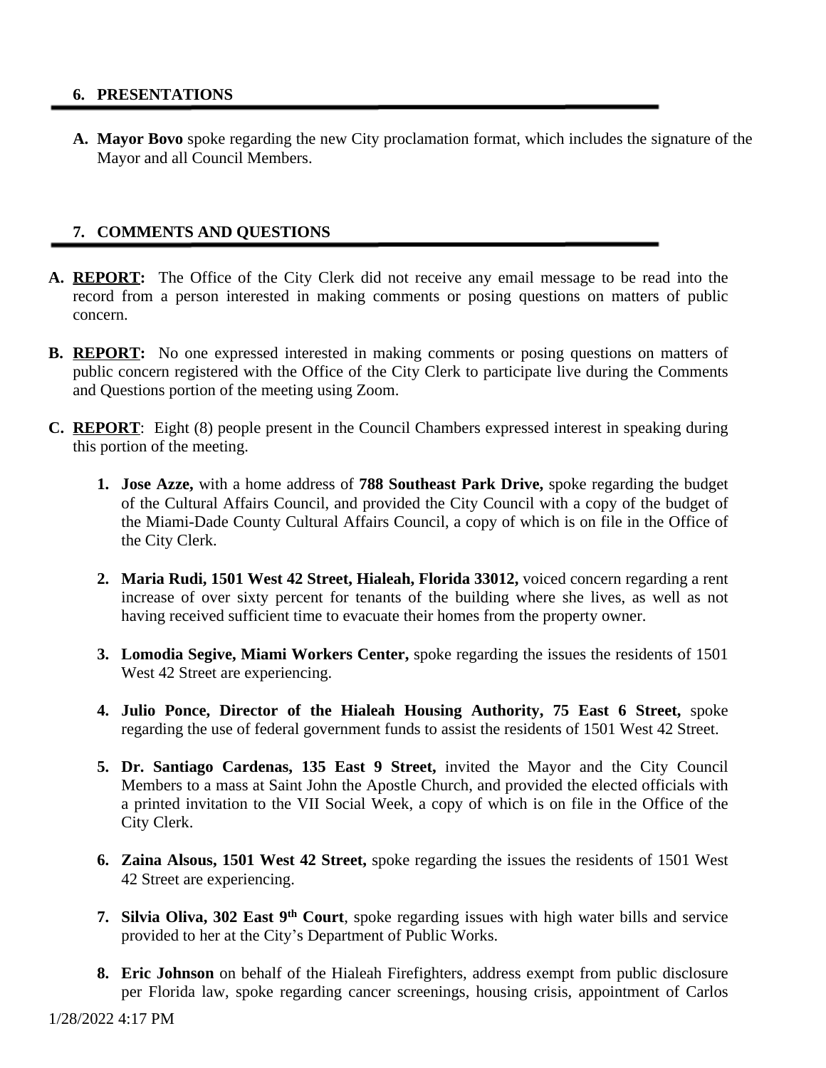## 6. PRESENTATIONS

**A. Mayor Bovo** spoke regarding the new City proclamation format, which includes the signature of the Mayor and all Council Members.

## 7. COMMENTS AND QUESTIONS

**A. REPORT:** The Office of the City Clerk did not receive any email message to be read into the record from a person interested in making comments or posing questions on matters of public concern.

**B. REPORT:** No one expressed interested in making comments or posing questions on matters of public concern registered with the Office of the City Clerk to participate live during the Comments and Questions portion of the meeting using Zoom.

**C. REPORT**: Eight (8) people present in the Council Chambers expressed interest in speaking during this portion of the meeting.

1. **Jose Azze,** with a home address of **788 Southeast Park Drive,** spoke regarding the budget of the Cultural Affairs Council, and provided the City Council with a copy of the budget of the Miami-Dade County Cultural Affairs Council, a copy of which is on file in the Office of the City Clerk.

2. **Maria Rudi, 1501 West 42 Street, Hialeah, Florida 33012,** voiced concern regarding a rent increase of over sixty percent for tenants of the building where she lives, as well as not having received sufficient time to evacuate their homes from the property owner.

3. **Lomodia Segive, Miami Workers Center,** spoke regarding the issues the residents of 1501 West 42 Street are experiencing.

4. **Julio Ponce, Director of the Hialeah Housing Authority, 75 East 6 Street,** spoke regarding the use of federal government funds to assist the residents of 1501 West 42 Street.

5. **Dr. Santiago Cardenas, 135 East 9 Street,** invited the Mayor and the City Council Members to a mass at Saint John the Apostle Church, and provided the elected officials with a printed invitation to the VII Social Week, a copy of which is on file in the Office of the City Clerk.

6. **Zaina Alsous, 1501 West 42 Street,** spoke regarding the issues the residents of 1501 West 42 Street are experiencing.

7. **Silvia Oliva, 302 East 9th Court**, spoke regarding issues with high water bills and service provided to her at the City's Department of Public Works.

8. **Eric Johnson** on behalf of the Hialeah Firefighters, address exempt from public disclosure per Florida law, spoke regarding cancer screenings, housing crisis, appointment of Carlos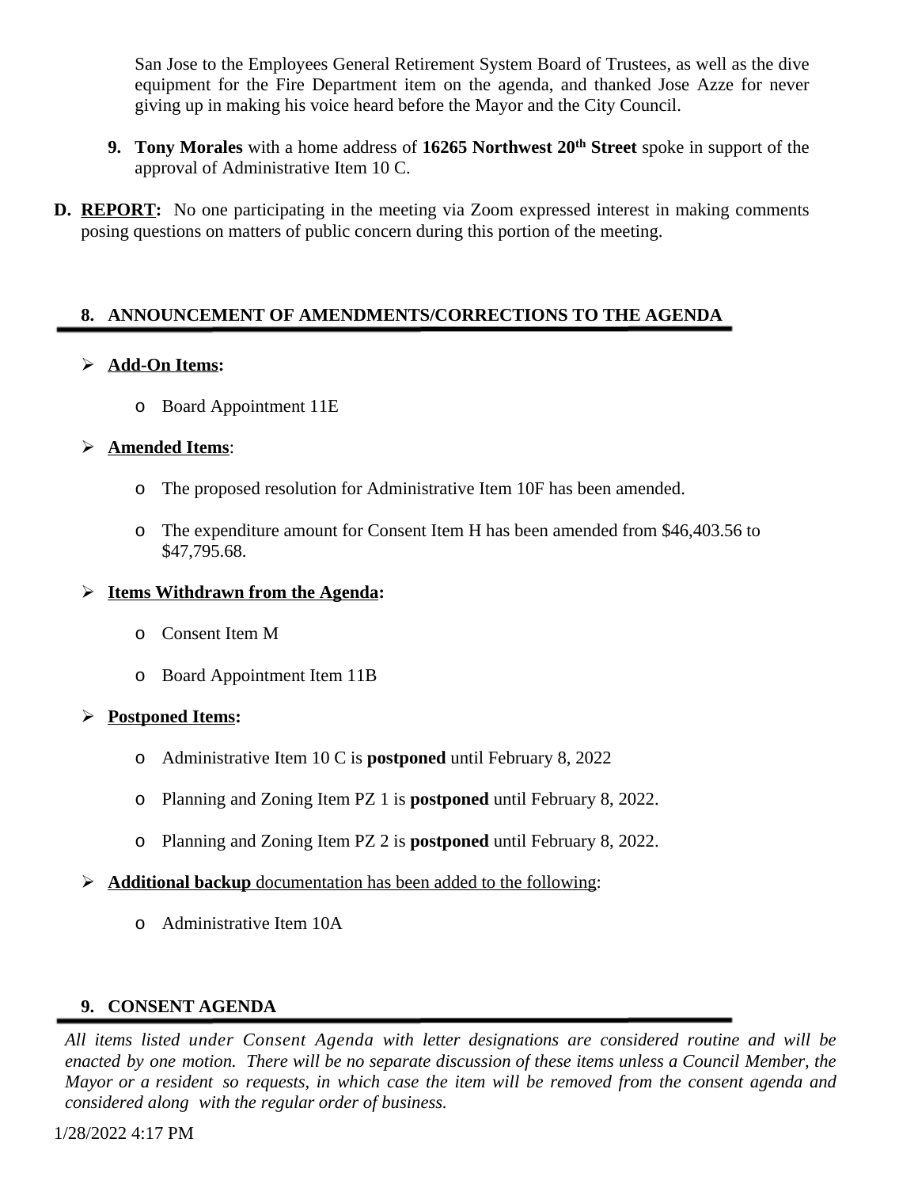San Jose to the Employees General Retirement System Board of Trustees, as well as the dive equipment for the Fire Department item on the agenda, and thanked Jose Azze for never giving up in making his voice heard before the Mayor and the City Council.

9. **Tony Morales** with a home address of **16265 Northwest 20th Street** spoke in support of the approval of Administrative Item 10 C.

**D. REPORT:** No one participating in the meeting via Zoom expressed interest in making comments posing questions on matters of public concern during this portion of the meeting.

## 8. ANNOUNCEMENT OF AMENDMENTS/CORRECTIONS TO THE AGENDA

- **Add-On Items:**
  - Board Appointment 11E
- **Amended Items**:
  - The proposed resolution for Administrative Item 10F has been amended.
  - The expenditure amount for Consent Item H has been amended from $46,403.56 to $47,795.68.
- **Items Withdrawn from the Agenda:**
  - Consent Item M
  - Board Appointment Item 11B
- **Postponed Items:**
  - Administrative Item 10 C is **postponed** until February 8, 2022
  - Planning and Zoning Item PZ 1 is **postponed** until February 8, 2022.
  - Planning and Zoning Item PZ 2 is **postponed** until February 8, 2022.
- **Additional backup** documentation has been added to the following:
  - Administrative Item 10A

## 9. CONSENT AGENDA

*All items listed under Consent Agenda with letter designations are considered routine and will be enacted by one motion. There will be no separate discussion of these items unless a Council Member, the Mayor or a resident so requests, in which case the item will be removed from the consent agenda and considered along with the regular order of business.*

1/28/2022 4:17 PM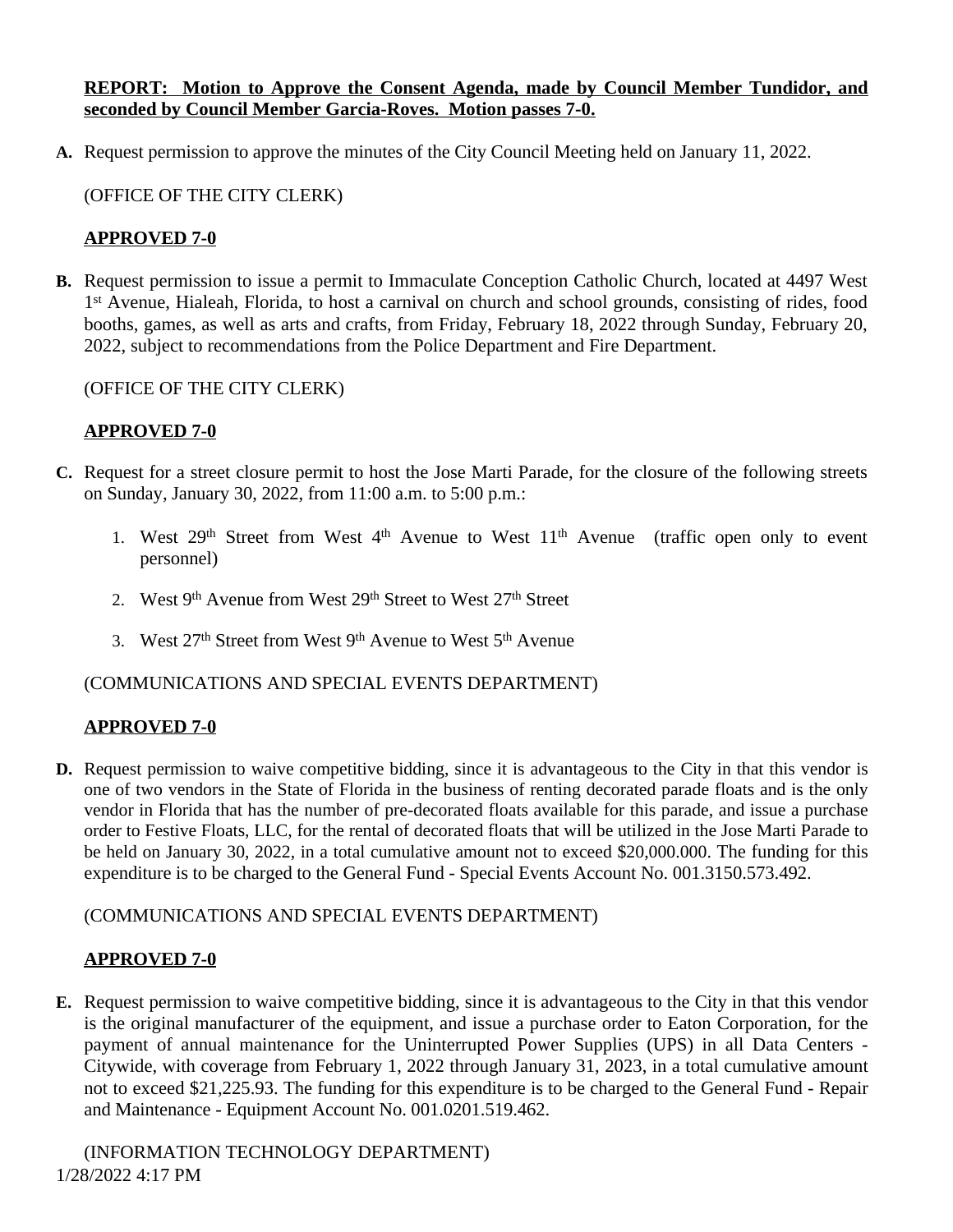**REPORT: Motion to Approve the Consent Agenda, made by Council Member Tundidor, and seconded by Council Member Garcia-Roves. Motion passes 7-0.**

**A.** Request permission to approve the minutes of the City Council Meeting held on January 11, 2022.

(OFFICE OF THE CITY CLERK)

**APPROVED 7-0**

**B.** Request permission to issue a permit to Immaculate Conception Catholic Church, located at 4497 West 1st Avenue, Hialeah, Florida, to host a carnival on church and school grounds, consisting of rides, food booths, games, as well as arts and crafts, from Friday, February 18, 2022 through Sunday, February 20, 2022, subject to recommendations from the Police Department and Fire Department.

(OFFICE OF THE CITY CLERK)

**APPROVED 7-0**

**C.** Request for a street closure permit to host the Jose Marti Parade, for the closure of the following streets on Sunday, January 30, 2022, from 11:00 a.m. to 5:00 p.m.:

1. West 29th Street from West 4th Avenue to West 11th Avenue (traffic open only to event personnel)
2. West 9th Avenue from West 29th Street to West 27th Street
3. West 27th Street from West 9th Avenue to West 5th Avenue

(COMMUNICATIONS AND SPECIAL EVENTS DEPARTMENT)

**APPROVED 7-0**

**D.** Request permission to waive competitive bidding, since it is advantageous to the City in that this vendor is one of two vendors in the State of Florida in the business of renting decorated parade floats and is the only vendor in Florida that has the number of pre-decorated floats available for this parade, and issue a purchase order to Festive Floats, LLC, for the rental of decorated floats that will be utilized in the Jose Marti Parade to be held on January 30, 2022, in a total cumulative amount not to exceed $20,000.000. The funding for this expenditure is to be charged to the General Fund - Special Events Account No. 001.3150.573.492.

(COMMUNICATIONS AND SPECIAL EVENTS DEPARTMENT)

**APPROVED 7-0**

**E.** Request permission to waive competitive bidding, since it is advantageous to the City in that this vendor is the original manufacturer of the equipment, and issue a purchase order to Eaton Corporation, for the payment of annual maintenance for the Uninterrupted Power Supplies (UPS) in all Data Centers - Citywide, with coverage from February 1, 2022 through January 31, 2023, in a total cumulative amount not to exceed $21,225.93. The funding for this expenditure is to be charged to the General Fund - Repair and Maintenance - Equipment Account No. 001.0201.519.462.

(INFORMATION TECHNOLOGY DEPARTMENT)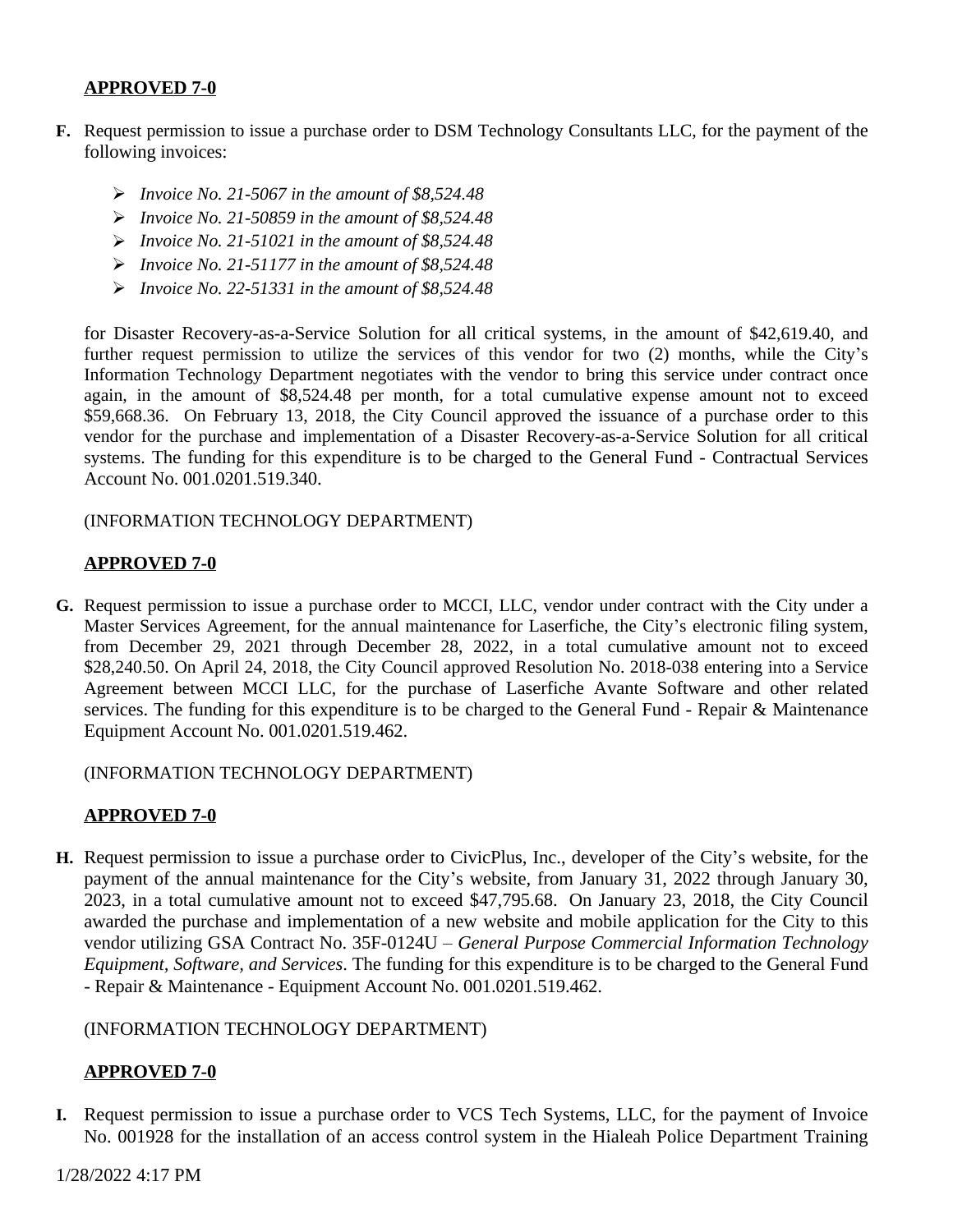**APPROVED 7-0**

**F.** Request permission to issue a purchase order to DSM Technology Consultants LLC, for the payment of the following invoices:

- *Invoice No. 21-5067 in the amount of $8,524.48*
- *Invoice No. 21-50859 in the amount of $8,524.48*
- *Invoice No. 21-51021 in the amount of $8,524.48*
- *Invoice No. 21-51177 in the amount of $8,524.48*
- *Invoice No. 22-51331 in the amount of $8,524.48*

for Disaster Recovery-as-a-Service Solution for all critical systems, in the amount of $42,619.40, and further request permission to utilize the services of this vendor for two (2) months, while the City's Information Technology Department negotiates with the vendor to bring this service under contract once again, in the amount of $8,524.48 per month, for a total cumulative expense amount not to exceed $59,668.36. On February 13, 2018, the City Council approved the issuance of a purchase order to this vendor for the purchase and implementation of a Disaster Recovery-as-a-Service Solution for all critical systems. The funding for this expenditure is to be charged to the General Fund - Contractual Services Account No. 001.0201.519.340.

(INFORMATION TECHNOLOGY DEPARTMENT)

**APPROVED 7-0**

**G.** Request permission to issue a purchase order to MCCI, LLC, vendor under contract with the City under a Master Services Agreement, for the annual maintenance for Laserfiche, the City's electronic filing system, from December 29, 2021 through December 28, 2022, in a total cumulative amount not to exceed $28,240.50. On April 24, 2018, the City Council approved Resolution No. 2018-038 entering into a Service Agreement between MCCI LLC, for the purchase of Laserfiche Avante Software and other related services. The funding for this expenditure is to be charged to the General Fund - Repair & Maintenance Equipment Account No. 001.0201.519.462.

(INFORMATION TECHNOLOGY DEPARTMENT)

**APPROVED 7-0**

**H.** Request permission to issue a purchase order to CivicPlus, Inc., developer of the City's website, for the payment of the annual maintenance for the City's website, from January 31, 2022 through January 30, 2023, in a total cumulative amount not to exceed $47,795.68. On January 23, 2018, the City Council awarded the purchase and implementation of a new website and mobile application for the City to this vendor utilizing GSA Contract No. 35F-0124U – *General Purpose Commercial Information Technology Equipment, Software, and Services*. The funding for this expenditure is to be charged to the General Fund - Repair & Maintenance - Equipment Account No. 001.0201.519.462.

(INFORMATION TECHNOLOGY DEPARTMENT)

**APPROVED 7-0**

**I.** Request permission to issue a purchase order to VCS Tech Systems, LLC, for the payment of Invoice No. 001928 for the installation of an access control system in the Hialeah Police Department Training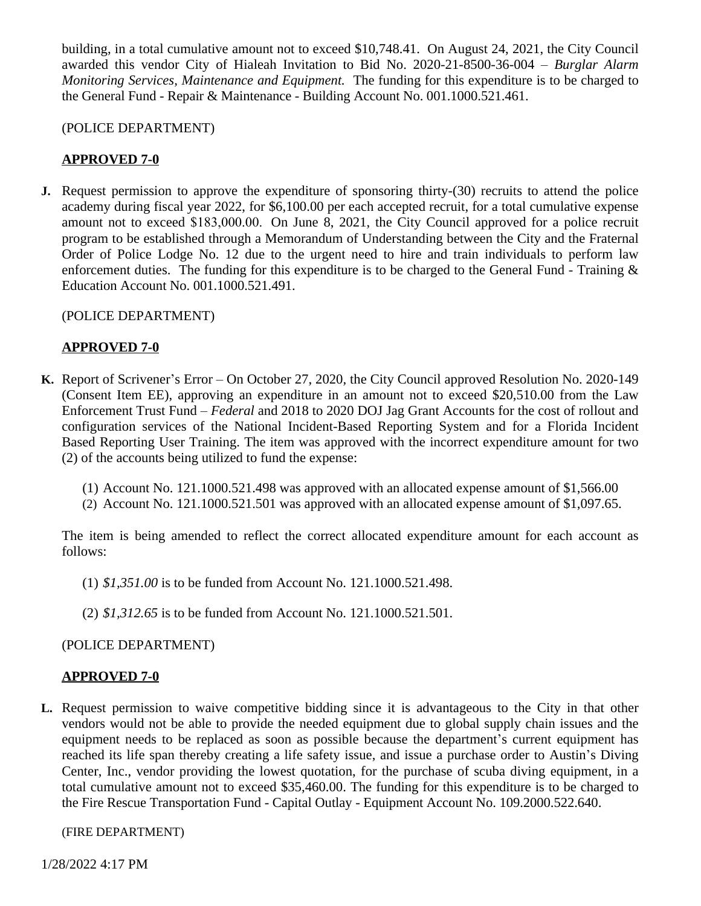building, in a total cumulative amount not to exceed $10,748.41. On August 24, 2021, the City Council awarded this vendor City of Hialeah Invitation to Bid No. 2020-21-8500-36-004 – *Burglar Alarm Monitoring Services, Maintenance and Equipment.* The funding for this expenditure is to be charged to the General Fund - Repair & Maintenance - Building Account No. 001.1000.521.461.

(POLICE DEPARTMENT)

**APPROVED 7-0**

**J.** Request permission to approve the expenditure of sponsoring thirty-(30) recruits to attend the police academy during fiscal year 2022, for $6,100.00 per each accepted recruit, for a total cumulative expense amount not to exceed $183,000.00. On June 8, 2021, the City Council approved for a police recruit program to be established through a Memorandum of Understanding between the City and the Fraternal Order of Police Lodge No. 12 due to the urgent need to hire and train individuals to perform law enforcement duties. The funding for this expenditure is to be charged to the General Fund - Training & Education Account No. 001.1000.521.491.

(POLICE DEPARTMENT)

**APPROVED 7-0**

**K.** Report of Scrivener's Error – On October 27, 2020, the City Council approved Resolution No. 2020-149 (Consent Item EE), approving an expenditure in an amount not to exceed $20,510.00 from the Law Enforcement Trust Fund – *Federal* and 2018 to 2020 DOJ Jag Grant Accounts for the cost of rollout and configuration services of the National Incident-Based Reporting System and for a Florida Incident Based Reporting User Training. The item was approved with the incorrect expenditure amount for two (2) of the accounts being utilized to fund the expense:

(1) Account No. 121.1000.521.498 was approved with an allocated expense amount of $1,566.00
(2) Account No. 121.1000.521.501 was approved with an allocated expense amount of $1,097.65.

The item is being amended to reflect the correct allocated expenditure amount for each account as follows:

(1) *$1,351.00* is to be funded from Account No. 121.1000.521.498.

(2) *$1,312.65* is to be funded from Account No. 121.1000.521.501.

(POLICE DEPARTMENT)

**APPROVED 7-0**

**L.** Request permission to waive competitive bidding since it is advantageous to the City in that other vendors would not be able to provide the needed equipment due to global supply chain issues and the equipment needs to be replaced as soon as possible because the department's current equipment has reached its life span thereby creating a life safety issue, and issue a purchase order to Austin's Diving Center, Inc., vendor providing the lowest quotation, for the purchase of scuba diving equipment, in a total cumulative amount not to exceed $35,460.00. The funding for this expenditure is to be charged to the Fire Rescue Transportation Fund - Capital Outlay - Equipment Account No. 109.2000.522.640.

(FIRE DEPARTMENT)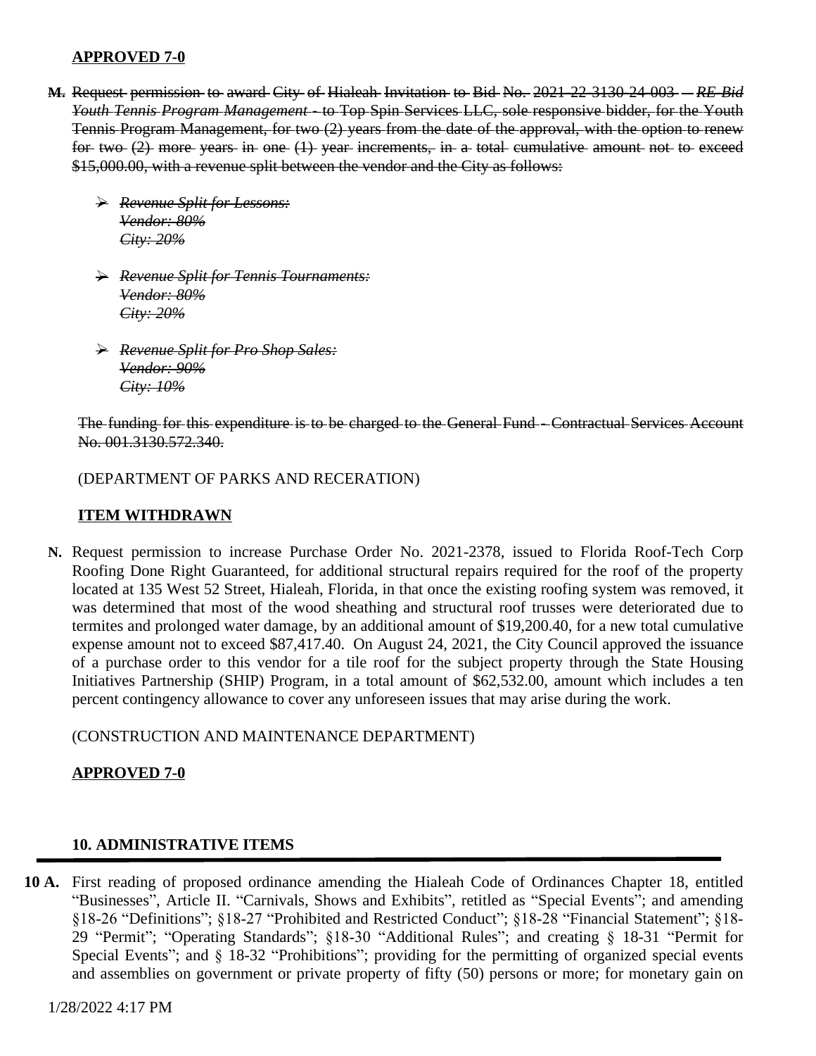**APPROVED 7-0**

**M.** ~~Request permission to award City of Hialeah Invitation to Bid No. 2021-22-3130-24-003 – *RE-Bid Youth Tennis Program Management* - to Top Spin Services LLC, sole responsive bidder, for the Youth Tennis Program Management, for two (2) years from the date of the approval, with the option to renew for two (2) more years in one (1) year increments, in a total cumulative amount not to exceed $15,000.00, with a revenue split between the vendor and the City as follows:~~

- ~~*Revenue Split for Lessons:*~~
  ~~*Vendor: 80%*~~
  ~~*City: 20%*~~

- ~~*Revenue Split for Tennis Tournaments:*~~
  ~~*Vendor: 80%*~~
  ~~*City: 20%*~~

- ~~*Revenue Split for Pro Shop Sales:*~~
  ~~*Vendor: 90%*~~
  ~~*City: 10%*~~

~~The funding for this expenditure is to be charged to the General Fund - Contractual Services Account No. 001.3130.572.340.~~

(DEPARTMENT OF PARKS AND RECERATION)

**ITEM WITHDRAWN**

**N.** Request permission to increase Purchase Order No. 2021-2378, issued to Florida Roof-Tech Corp Roofing Done Right Guaranteed, for additional structural repairs required for the roof of the property located at 135 West 52 Street, Hialeah, Florida, in that once the existing roofing system was removed, it was determined that most of the wood sheathing and structural roof trusses were deteriorated due to termites and prolonged water damage, by an additional amount of $19,200.40, for a new total cumulative expense amount not to exceed $87,417.40. On August 24, 2021, the City Council approved the issuance of a purchase order to this vendor for a tile roof for the subject property through the State Housing Initiatives Partnership (SHIP) Program, in a total amount of $62,532.00, amount which includes a ten percent contingency allowance to cover any unforeseen issues that may arise during the work.

(CONSTRUCTION AND MAINTENANCE DEPARTMENT)

**APPROVED 7-0**

## 10. ADMINISTRATIVE ITEMS

**10 A.** First reading of proposed ordinance amending the Hialeah Code of Ordinances Chapter 18, entitled "Businesses", Article II. "Carnivals, Shows and Exhibits", retitled as "Special Events"; and amending §18-26 "Definitions"; §18-27 "Prohibited and Restricted Conduct"; §18-28 "Financial Statement"; §18-29 "Permit"; "Operating Standards"; §18-30 "Additional Rules"; and creating § 18-31 "Permit for Special Events"; and § 18-32 "Prohibitions"; providing for the permitting of organized special events and assemblies on government or private property of fifty (50) persons or more; for monetary gain on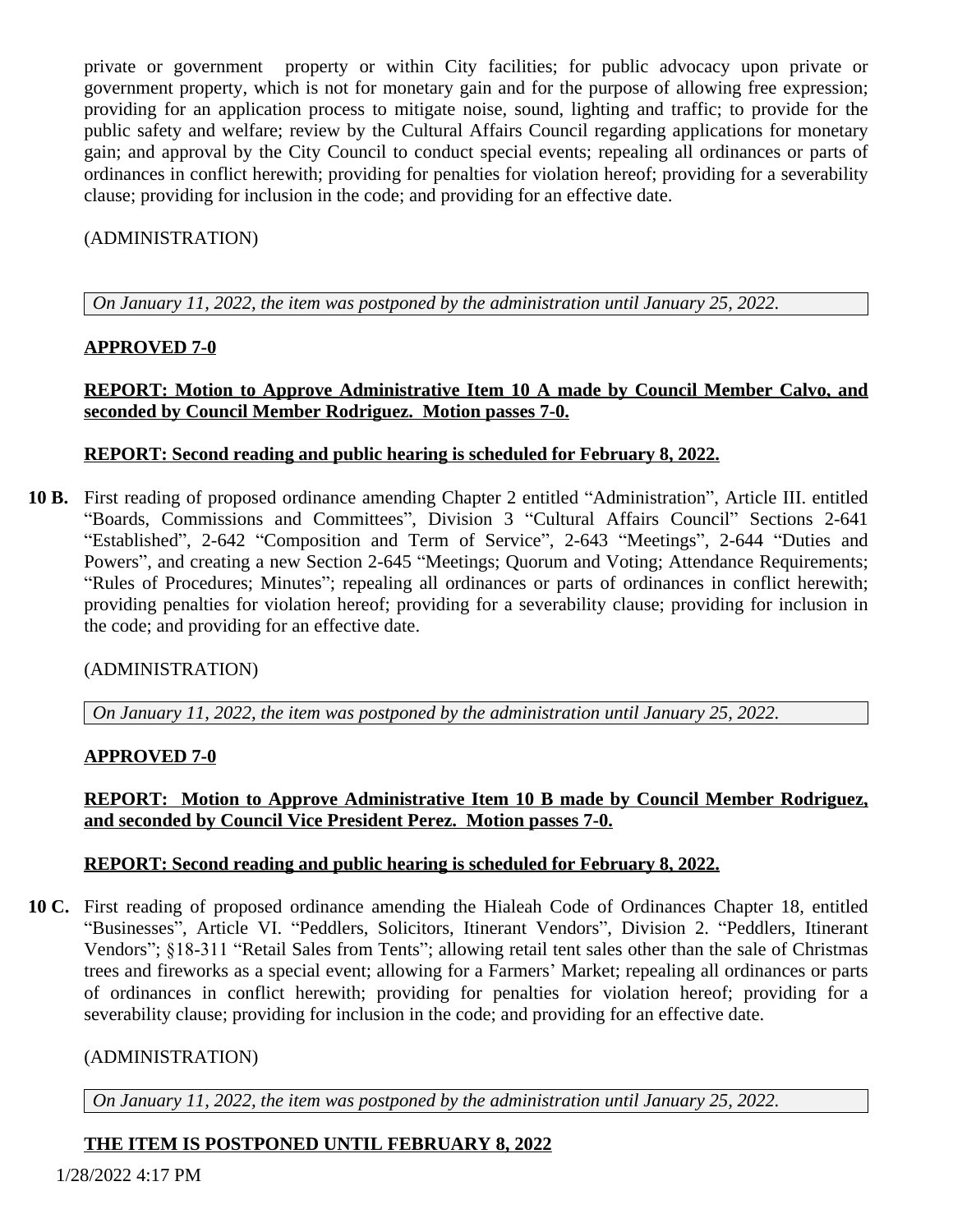private or government property or within City facilities; for public advocacy upon private or government property, which is not for monetary gain and for the purpose of allowing free expression; providing for an application process to mitigate noise, sound, lighting and traffic; to provide for the public safety and welfare; review by the Cultural Affairs Council regarding applications for monetary gain; and approval by the City Council to conduct special events; repealing all ordinances or parts of ordinances in conflict herewith; providing for penalties for violation hereof; providing for a severability clause; providing for inclusion in the code; and providing for an effective date.

(ADMINISTRATION)

*On January 11, 2022, the item was postponed by the administration until January 25, 2022.*

**APPROVED 7-0**

**REPORT: Motion to Approve Administrative Item 10 A made by Council Member Calvo, and seconded by Council Member Rodriguez. Motion passes 7-0.**

**REPORT: Second reading and public hearing is scheduled for February 8, 2022.**

**10 B.** First reading of proposed ordinance amending Chapter 2 entitled "Administration", Article III. entitled "Boards, Commissions and Committees", Division 3 "Cultural Affairs Council" Sections 2-641 "Established", 2-642 "Composition and Term of Service", 2-643 "Meetings", 2-644 "Duties and Powers", and creating a new Section 2-645 "Meetings; Quorum and Voting; Attendance Requirements; "Rules of Procedures; Minutes"; repealing all ordinances or parts of ordinances in conflict herewith; providing penalties for violation hereof; providing for a severability clause; providing for inclusion in the code; and providing for an effective date.

(ADMINISTRATION)

*On January 11, 2022, the item was postponed by the administration until January 25, 2022.*

**APPROVED 7-0**

**REPORT: Motion to Approve Administrative Item 10 B made by Council Member Rodriguez, and seconded by Council Vice President Perez. Motion passes 7-0.**

**REPORT: Second reading and public hearing is scheduled for February 8, 2022.**

**10 C.** First reading of proposed ordinance amending the Hialeah Code of Ordinances Chapter 18, entitled "Businesses", Article VI. "Peddlers, Solicitors, Itinerant Vendors", Division 2. "Peddlers, Itinerant Vendors"; §18-311 "Retail Sales from Tents"; allowing retail tent sales other than the sale of Christmas trees and fireworks as a special event; allowing for a Farmers' Market; repealing all ordinances or parts of ordinances in conflict herewith; providing for penalties for violation hereof; providing for a severability clause; providing for inclusion in the code; and providing for an effective date.

(ADMINISTRATION)

*On January 11, 2022, the item was postponed by the administration until January 25, 2022.*

**THE ITEM IS POSTPONED UNTIL FEBRUARY 8, 2022**

1/28/2022 4:17 PM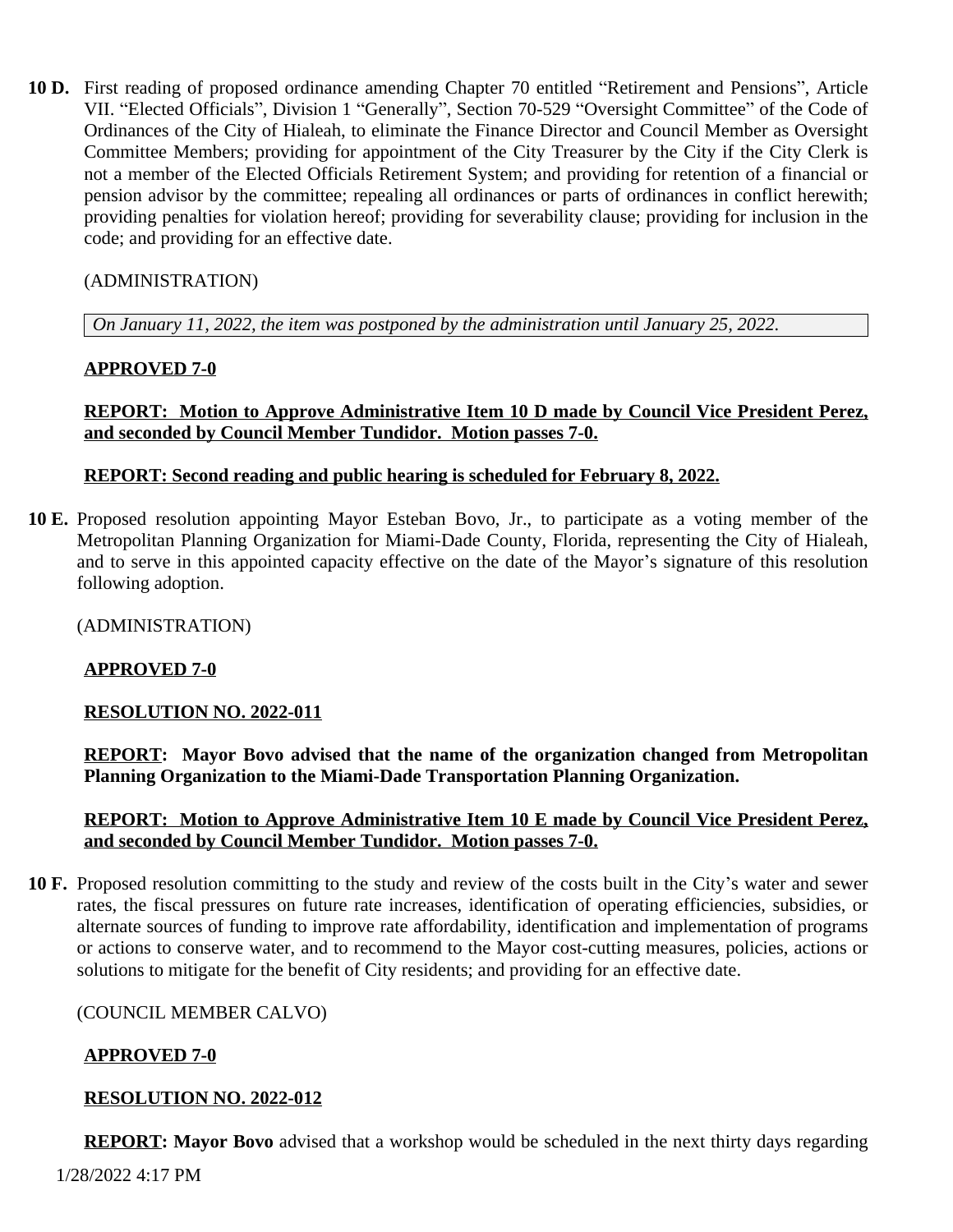**10 D.** First reading of proposed ordinance amending Chapter 70 entitled "Retirement and Pensions", Article VII. "Elected Officials", Division 1 "Generally", Section 70-529 "Oversight Committee" of the Code of Ordinances of the City of Hialeah, to eliminate the Finance Director and Council Member as Oversight Committee Members; providing for appointment of the City Treasurer by the City if the City Clerk is not a member of the Elected Officials Retirement System; and providing for retention of a financial or pension advisor by the committee; repealing all ordinances or parts of ordinances in conflict herewith; providing penalties for violation hereof; providing for severability clause; providing for inclusion in the code; and providing for an effective date.

(ADMINISTRATION)

*On January 11, 2022, the item was postponed by the administration until January 25, 2022.*

**APPROVED 7-0**

**REPORT: Motion to Approve Administrative Item 10 D made by Council Vice President Perez, and seconded by Council Member Tundidor. Motion passes 7-0.**

**REPORT: Second reading and public hearing is scheduled for February 8, 2022.**

**10 E.** Proposed resolution appointing Mayor Esteban Bovo, Jr., to participate as a voting member of the Metropolitan Planning Organization for Miami-Dade County, Florida, representing the City of Hialeah, and to serve in this appointed capacity effective on the date of the Mayor's signature of this resolution following adoption.

(ADMINISTRATION)

**APPROVED 7-0**

**RESOLUTION NO. 2022-011**

**REPORT: Mayor Bovo advised that the name of the organization changed from Metropolitan Planning Organization to the Miami-Dade Transportation Planning Organization.**

**REPORT: Motion to Approve Administrative Item 10 E made by Council Vice President Perez, and seconded by Council Member Tundidor. Motion passes 7-0.**

**10 F.** Proposed resolution committing to the study and review of the costs built in the City's water and sewer rates, the fiscal pressures on future rate increases, identification of operating efficiencies, subsidies, or alternate sources of funding to improve rate affordability, identification and implementation of programs or actions to conserve water, and to recommend to the Mayor cost-cutting measures, policies, actions or solutions to mitigate for the benefit of City residents; and providing for an effective date.

(COUNCIL MEMBER CALVO)

**APPROVED 7-0**

**RESOLUTION NO. 2022-012**

**REPORT: Mayor Bovo** advised that a workshop would be scheduled in the next thirty days regarding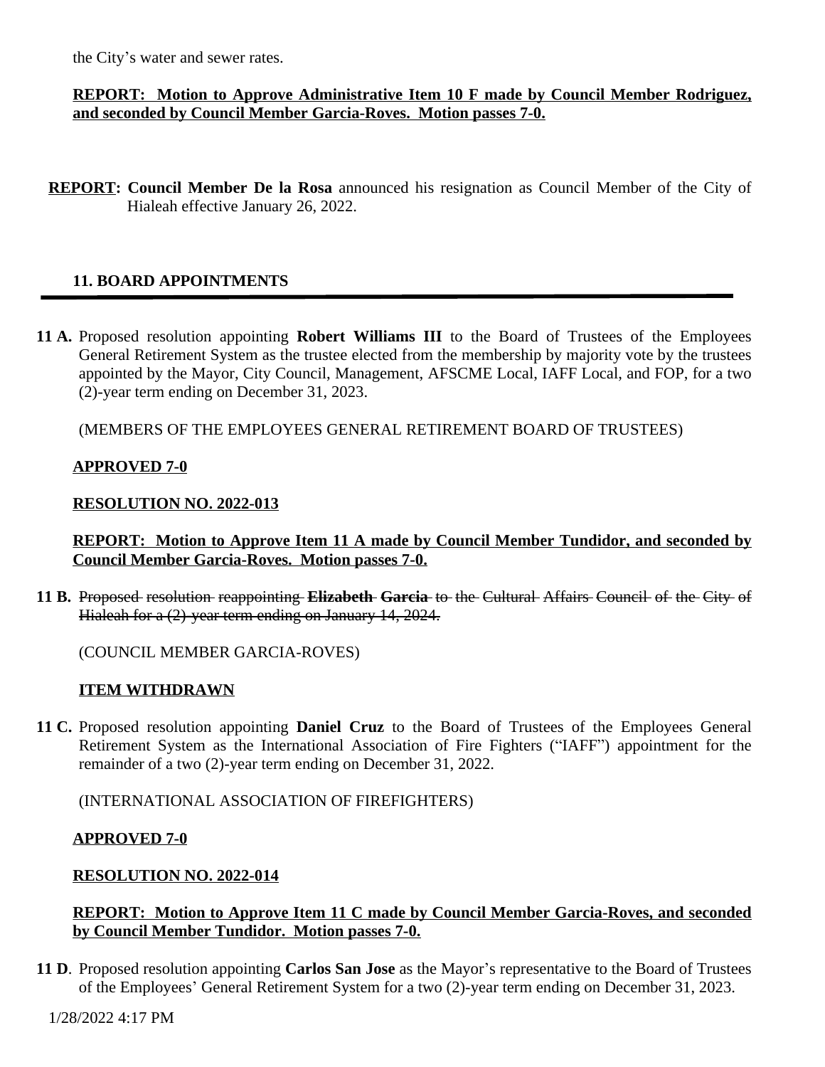the City's water and sewer rates.

**REPORT: Motion to Approve Administrative Item 10 F made by Council Member Rodriguez, and seconded by Council Member Garcia-Roves. Motion passes 7-0.**

**REPORT: Council Member De la Rosa** announced his resignation as Council Member of the City of Hialeah effective January 26, 2022.

## 11. BOARD APPOINTMENTS

**11 A.** Proposed resolution appointing **Robert Williams III** to the Board of Trustees of the Employees General Retirement System as the trustee elected from the membership by majority vote by the trustees appointed by the Mayor, City Council, Management, AFSCME Local, IAFF Local, and FOP, for a two (2)-year term ending on December 31, 2023.

(MEMBERS OF THE EMPLOYEES GENERAL RETIREMENT BOARD OF TRUSTEES)

**APPROVED 7-0**

**RESOLUTION NO. 2022-013**

**REPORT: Motion to Approve Item 11 A made by Council Member Tundidor, and seconded by Council Member Garcia-Roves. Motion passes 7-0.**

**11 B.** ~~Proposed resolution reappointing **Elizabeth Garcia** to the Cultural Affairs Council of the City of Hialeah for a (2)-year term ending on January 14, 2024.~~

(COUNCIL MEMBER GARCIA-ROVES)

**ITEM WITHDRAWN**

**11 C.** Proposed resolution appointing **Daniel Cruz** to the Board of Trustees of the Employees General Retirement System as the International Association of Fire Fighters ("IAFF") appointment for the remainder of a two (2)-year term ending on December 31, 2022.

(INTERNATIONAL ASSOCIATION OF FIREFIGHTERS)

**APPROVED 7-0**

**RESOLUTION NO. 2022-014**

**REPORT: Motion to Approve Item 11 C made by Council Member Garcia-Roves, and seconded by Council Member Tundidor. Motion passes 7-0.**

**11 D**. Proposed resolution appointing **Carlos San Jose** as the Mayor's representative to the Board of Trustees of the Employees' General Retirement System for a two (2)-year term ending on December 31, 2023.

1/28/2022 4:17 PM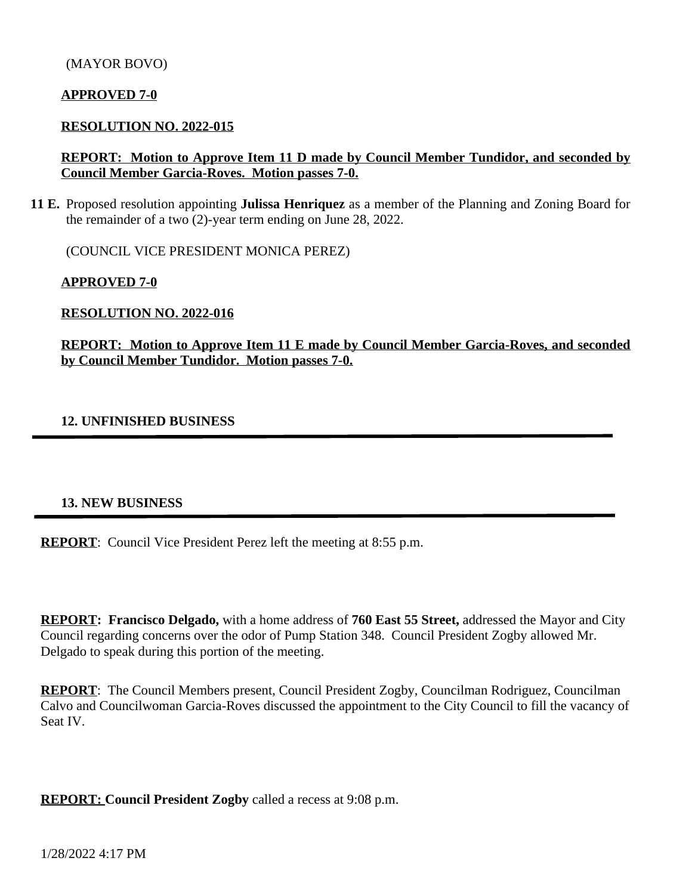(MAYOR BOVO)

**APPROVED 7-0**

**RESOLUTION NO. 2022-015**

**REPORT: Motion to Approve Item 11 D made by Council Member Tundidor, and seconded by Council Member Garcia-Roves. Motion passes 7-0.**

**11 E.** Proposed resolution appointing **Julissa Henriquez** as a member of the Planning and Zoning Board for the remainder of a two (2)-year term ending on June 28, 2022.

(COUNCIL VICE PRESIDENT MONICA PEREZ)

**APPROVED 7-0**

**RESOLUTION NO. 2022-016**

**REPORT: Motion to Approve Item 11 E made by Council Member Garcia-Roves, and seconded by Council Member Tundidor. Motion passes 7-0.**

## 12. UNFINISHED BUSINESS

---

## 13. NEW BUSINESS

---

**REPORT**: Council Vice President Perez left the meeting at 8:55 p.m.

**REPORT: Francisco Delgado,** with a home address of **760 East 55 Street,** addressed the Mayor and City Council regarding concerns over the odor of Pump Station 348. Council President Zogby allowed Mr. Delgado to speak during this portion of the meeting.

**REPORT**: The Council Members present, Council President Zogby, Councilman Rodriguez, Councilman Calvo and Councilwoman Garcia-Roves discussed the appointment to the City Council to fill the vacancy of Seat IV.

**REPORT: Council President Zogby** called a recess at 9:08 p.m.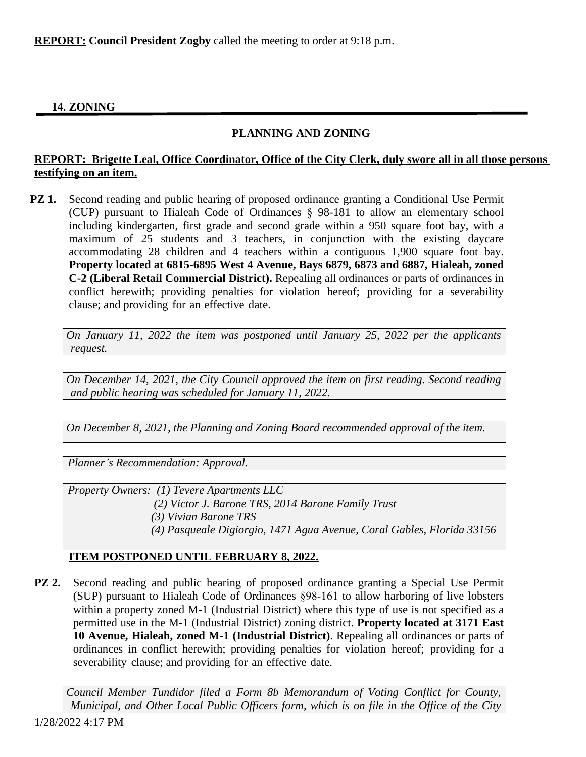**REPORT: Council President Zogby** called the meeting to order at 9:18 p.m.

## 14. ZONING

### PLANNING AND ZONING

**REPORT: Brigette Leal, Office Coordinator, Office of the City Clerk, duly swore all in all those persons testifying on an item.**

**PZ 1.** Second reading and public hearing of proposed ordinance granting a Conditional Use Permit (CUP) pursuant to Hialeah Code of Ordinances § 98-181 to allow an elementary school including kindergarten, first grade and second grade within a 950 square foot bay, with a maximum of 25 students and 3 teachers, in conjunction with the existing daycare accommodating 28 children and 4 teachers within a contiguous 1,900 square foot bay. **Property located at 6815-6895 West 4 Avenue, Bays 6879, 6873 and 6887, Hialeah, zoned C-2 (Liberal Retail Commercial District).** Repealing all ordinances or parts of ordinances in conflict herewith; providing penalties for violation hereof; providing for a severability clause; and providing for an effective date.

*On January 11, 2022 the item was postponed until January 25, 2022 per the applicants request.*

*On December 14, 2021, the City Council approved the item on first reading. Second reading and public hearing was scheduled for January 11, 2022.*

*On December 8, 2021, the Planning and Zoning Board recommended approval of the item.*

*Planner's Recommendation: Approval.*

*Property Owners: (1) Tevere Apartments LLC*
*(2) Victor J. Barone TRS, 2014 Barone Family Trust*
*(3) Vivian Barone TRS*
*(4) Pasqueale Digiorgio, 1471 Agua Avenue, Coral Gables, Florida 33156*

**ITEM POSTPONED UNTIL FEBRUARY 8, 2022.**

**PZ 2.** Second reading and public hearing of proposed ordinance granting a Special Use Permit (SUP) pursuant to Hialeah Code of Ordinances §98-161 to allow harboring of live lobsters within a property zoned M-1 (Industrial District) where this type of use is not specified as a permitted use in the M-1 (Industrial District) zoning district. **Property located at 3171 East 10 Avenue, Hialeah, zoned M-1 (Industrial District)**. Repealing all ordinances or parts of ordinances in conflict herewith; providing penalties for violation hereof; providing for a severability clause; and providing for an effective date.

*Council Member Tundidor filed a Form 8b Memorandum of Voting Conflict for County, Municipal, and Other Local Public Officers form, which is on file in the Office of the City*

1/28/2022 4:17 PM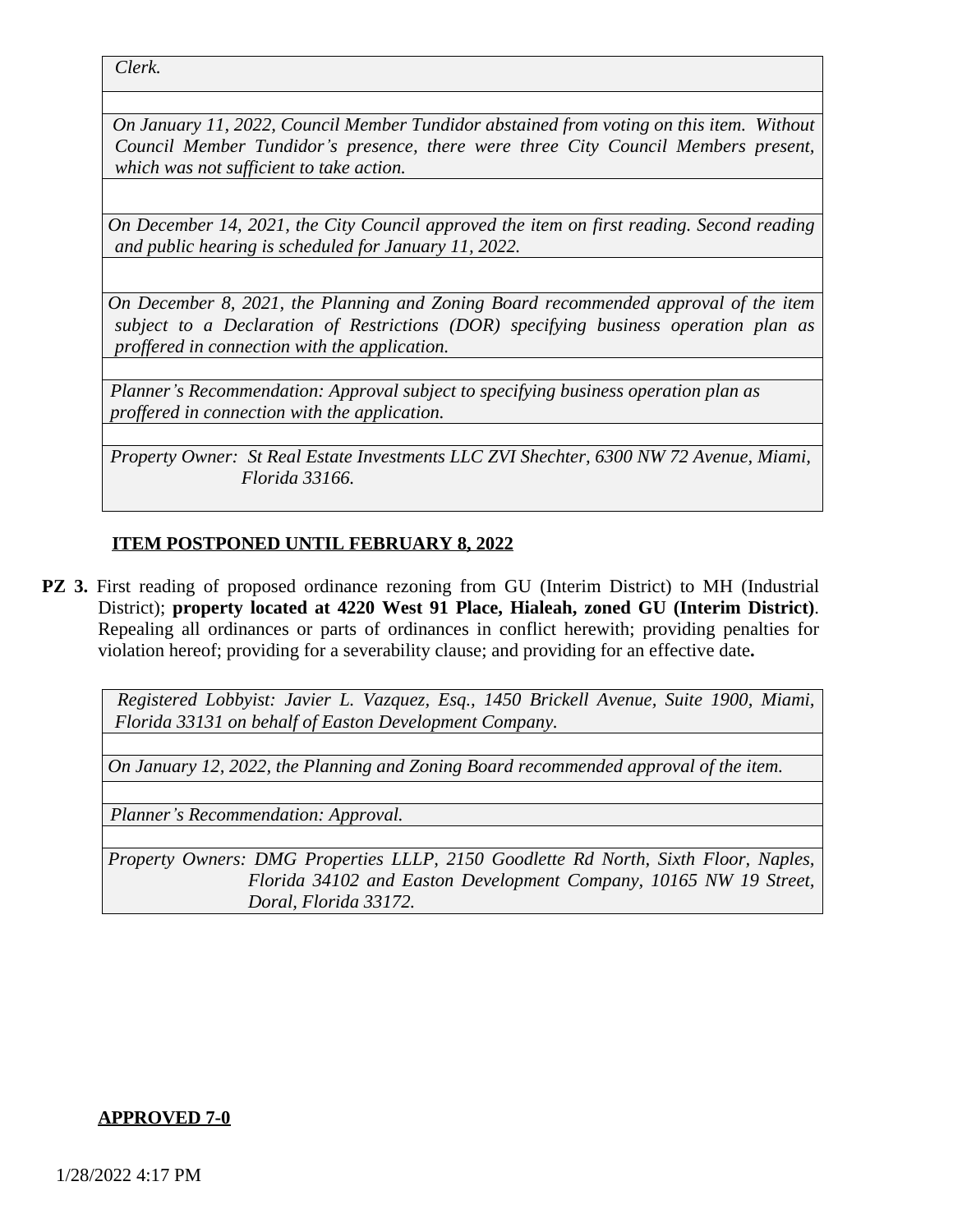*Clerk.*

*On January 11, 2022, Council Member Tundidor abstained from voting on this item. Without Council Member Tundidor's presence, there were three City Council Members present, which was not sufficient to take action.*

*On December 14, 2021, the City Council approved the item on first reading. Second reading and public hearing is scheduled for January 11, 2022.*

*On December 8, 2021, the Planning and Zoning Board recommended approval of the item subject to a Declaration of Restrictions (DOR) specifying business operation plan as proffered in connection with the application.*

*Planner's Recommendation: Approval subject to specifying business operation plan as proffered in connection with the application.*

*Property Owner: St Real Estate Investments LLC ZVI Shechter, 6300 NW 72 Avenue, Miami, Florida 33166.*

**ITEM POSTPONED UNTIL FEBRUARY 8, 2022**

**PZ 3.** First reading of proposed ordinance rezoning from GU (Interim District) to MH (Industrial District); **property located at 4220 West 91 Place, Hialeah, zoned GU (Interim District)**. Repealing all ordinances or parts of ordinances in conflict herewith; providing penalties for violation hereof; providing for a severability clause; and providing for an effective date**.**

*Registered Lobbyist: Javier L. Vazquez, Esq., 1450 Brickell Avenue, Suite 1900, Miami, Florida 33131 on behalf of Easton Development Company.*

*On January 12, 2022, the Planning and Zoning Board recommended approval of the item.*

*Planner's Recommendation: Approval.*

*Property Owners: DMG Properties LLLP, 2150 Goodlette Rd North, Sixth Floor, Naples, Florida 34102 and Easton Development Company, 10165 NW 19 Street, Doral, Florida 33172.*

**APPROVED 7-0**

1/28/2022 4:17 PM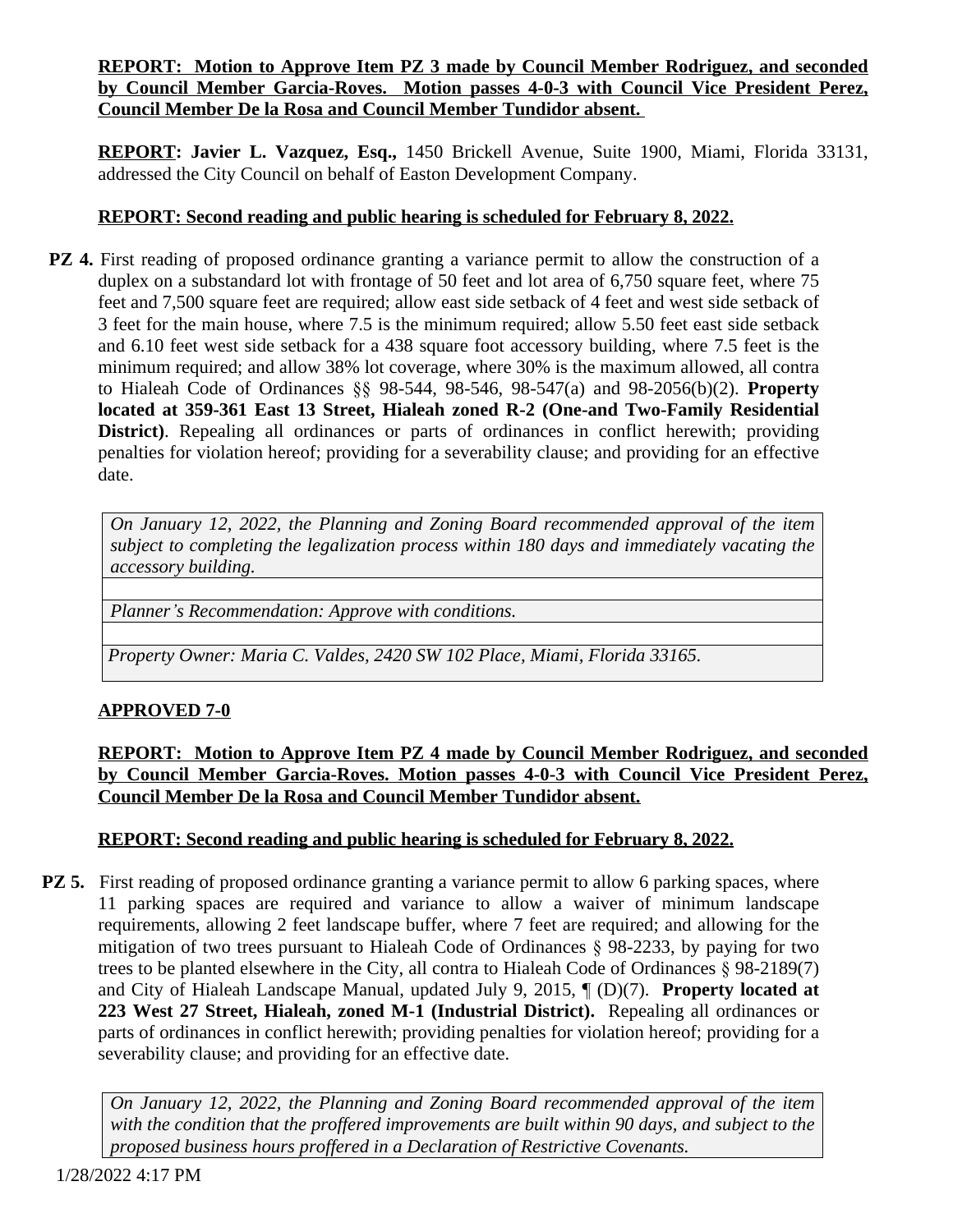**REPORT: Motion to Approve Item PZ 3 made by Council Member Rodriguez, and seconded by Council Member Garcia-Roves. Motion passes 4-0-3 with Council Vice President Perez, Council Member De la Rosa and Council Member Tundidor absent.**

**REPORT: Javier L. Vazquez, Esq.,** 1450 Brickell Avenue, Suite 1900, Miami, Florida 33131, addressed the City Council on behalf of Easton Development Company.

**REPORT: Second reading and public hearing is scheduled for February 8, 2022.**

**PZ 4.** First reading of proposed ordinance granting a variance permit to allow the construction of a duplex on a substandard lot with frontage of 50 feet and lot area of 6,750 square feet, where 75 feet and 7,500 square feet are required; allow east side setback of 4 feet and west side setback of 3 feet for the main house, where 7.5 is the minimum required; allow 5.50 feet east side setback and 6.10 feet west side setback for a 438 square foot accessory building, where 7.5 feet is the minimum required; and allow 38% lot coverage, where 30% is the maximum allowed, all contra to Hialeah Code of Ordinances §§ 98-544, 98-546, 98-547(a) and 98-2056(b)(2). **Property located at 359-361 East 13 Street, Hialeah zoned R-2 (One-and Two-Family Residential District)**. Repealing all ordinances or parts of ordinances in conflict herewith; providing penalties for violation hereof; providing for a severability clause; and providing for an effective date.

| *On January 12, 2022, the Planning and Zoning Board recommended approval of the item subject to completing the legalization process within 180 days and immediately vacating the accessory building.* |
|---|
| |
| *Planner's Recommendation: Approve with conditions.* |
| |
| *Property Owner: Maria C. Valdes, 2420 SW 102 Place, Miami, Florida 33165.* |

**APPROVED 7-0**

**REPORT: Motion to Approve Item PZ 4 made by Council Member Rodriguez, and seconded by Council Member Garcia-Roves. Motion passes 4-0-3 with Council Vice President Perez, Council Member De la Rosa and Council Member Tundidor absent.**

**REPORT: Second reading and public hearing is scheduled for February 8, 2022.**

**PZ 5.** First reading of proposed ordinance granting a variance permit to allow 6 parking spaces, where 11 parking spaces are required and variance to allow a waiver of minimum landscape requirements, allowing 2 feet landscape buffer, where 7 feet are required; and allowing for the mitigation of two trees pursuant to Hialeah Code of Ordinances § 98-2233, by paying for two trees to be planted elsewhere in the City, all contra to Hialeah Code of Ordinances § 98-2189(7) and City of Hialeah Landscape Manual, updated July 9, 2015, ¶ (D)(7). **Property located at 223 West 27 Street, Hialeah, zoned M-1 (Industrial District).** Repealing all ordinances or parts of ordinances in conflict herewith; providing penalties for violation hereof; providing for a severability clause; and providing for an effective date.

| *On January 12, 2022, the Planning and Zoning Board recommended approval of the item with the condition that the proffered improvements are built within 90 days, and subject to the proposed business hours proffered in a Declaration of Restrictive Covenants.* |
|---|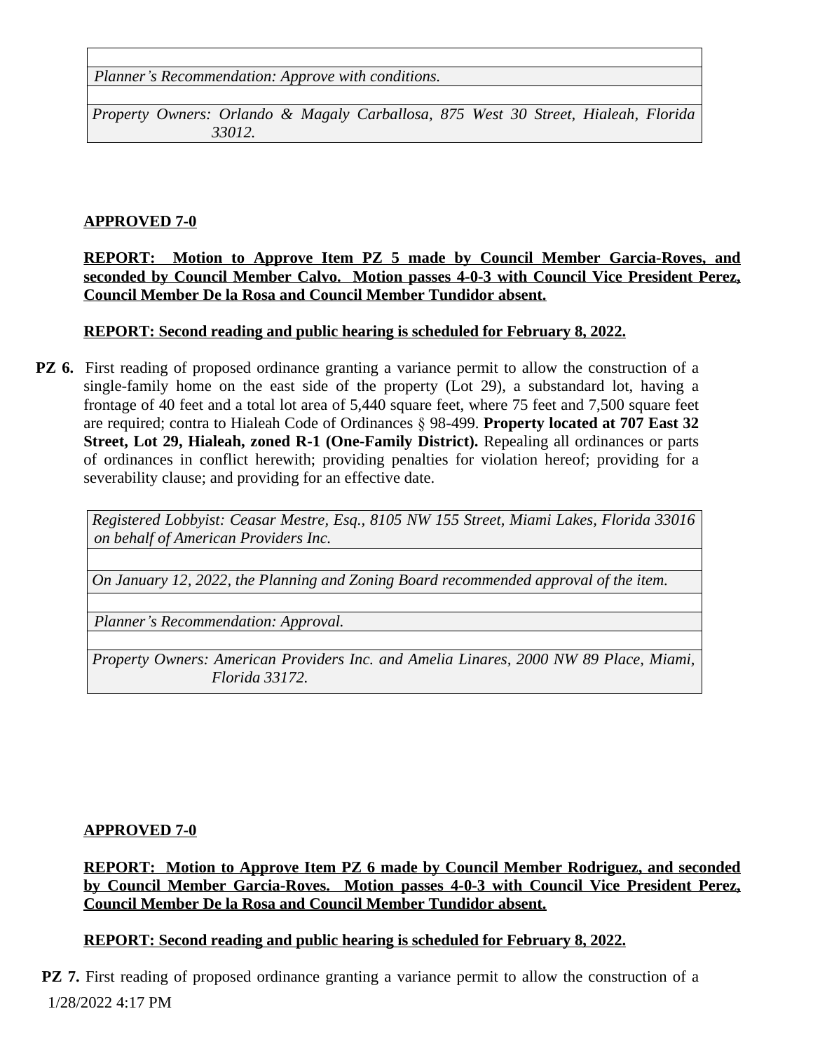| |
|---|
| *Planner's Recommendation: Approve with conditions.* |
| |
| *Property Owners: Orlando & Magaly Carballosa, 875 West 30 Street, Hialeah, Florida 33012.* |

**APPROVED 7-0**

**REPORT: Motion to Approve Item PZ 5 made by Council Member Garcia-Roves, and seconded by Council Member Calvo. Motion passes 4-0-3 with Council Vice President Perez, Council Member De la Rosa and Council Member Tundidor absent.**

**REPORT: Second reading and public hearing is scheduled for February 8, 2022.**

**PZ 6.** First reading of proposed ordinance granting a variance permit to allow the construction of a single-family home on the east side of the property (Lot 29), a substandard lot, having a frontage of 40 feet and a total lot area of 5,440 square feet, where 75 feet and 7,500 square feet are required; contra to Hialeah Code of Ordinances § 98-499. **Property located at 707 East 32 Street, Lot 29, Hialeah, zoned R-1 (One-Family District).** Repealing all ordinances or parts of ordinances in conflict herewith; providing penalties for violation hereof; providing for a severability clause; and providing for an effective date.

| |
|---|
| *Registered Lobbyist: Ceasar Mestre, Esq., 8105 NW 155 Street, Miami Lakes, Florida 33016 on behalf of American Providers Inc.* |
| |
| *On January 12, 2022, the Planning and Zoning Board recommended approval of the item.* |
| |
| *Planner's Recommendation: Approval.* |
| |
| *Property Owners: American Providers Inc. and Amelia Linares, 2000 NW 89 Place, Miami, Florida 33172.* |

**APPROVED 7-0**

**REPORT: Motion to Approve Item PZ 6 made by Council Member Rodriguez, and seconded by Council Member Garcia-Roves. Motion passes 4-0-3 with Council Vice President Perez, Council Member De la Rosa and Council Member Tundidor absent.**

**REPORT: Second reading and public hearing is scheduled for February 8, 2022.**

**PZ 7.** First reading of proposed ordinance granting a variance permit to allow the construction of a

1/28/2022 4:17 PM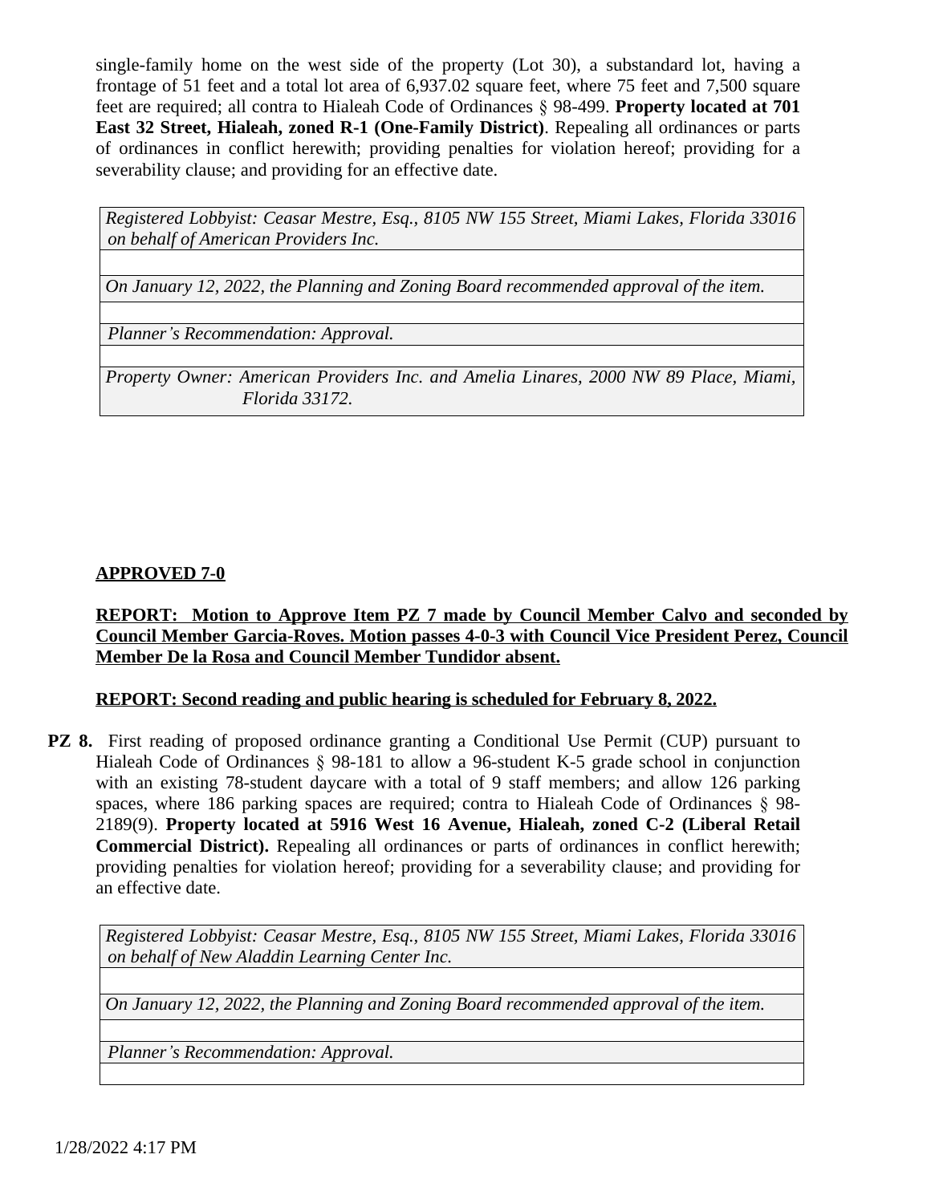single-family home on the west side of the property (Lot 30), a substandard lot, having a frontage of 51 feet and a total lot area of 6,937.02 square feet, where 75 feet and 7,500 square feet are required; all contra to Hialeah Code of Ordinances § 98-499. **Property located at 701 East 32 Street, Hialeah, zoned R-1 (One-Family District)**. Repealing all ordinances or parts of ordinances in conflict herewith; providing penalties for violation hereof; providing for a severability clause; and providing for an effective date.

| *Registered Lobbyist: Ceasar Mestre, Esq., 8105 NW 155 Street, Miami Lakes, Florida 33016 on behalf of American Providers Inc.* |
|---|
| |
| *On January 12, 2022, the Planning and Zoning Board recommended approval of the item.* |
| |
| *Planner's Recommendation: Approval.* |
| |
| *Property Owner: American Providers Inc. and Amelia Linares, 2000 NW 89 Place, Miami, Florida 33172.* |

**APPROVED 7-0**

**REPORT: Motion to Approve Item PZ 7 made by Council Member Calvo and seconded by Council Member Garcia-Roves. Motion passes 4-0-3 with Council Vice President Perez, Council Member De la Rosa and Council Member Tundidor absent.**

**REPORT: Second reading and public hearing is scheduled for February 8, 2022.**

**PZ 8.** First reading of proposed ordinance granting a Conditional Use Permit (CUP) pursuant to Hialeah Code of Ordinances § 98-181 to allow a 96-student K-5 grade school in conjunction with an existing 78-student daycare with a total of 9 staff members; and allow 126 parking spaces, where 186 parking spaces are required; contra to Hialeah Code of Ordinances § 98-2189(9). **Property located at 5916 West 16 Avenue, Hialeah, zoned C-2 (Liberal Retail Commercial District).** Repealing all ordinances or parts of ordinances in conflict herewith; providing penalties for violation hereof; providing for a severability clause; and providing for an effective date.

| *Registered Lobbyist: Ceasar Mestre, Esq., 8105 NW 155 Street, Miami Lakes, Florida 33016 on behalf of New Aladdin Learning Center Inc.* |
|---|
| |
| *On January 12, 2022, the Planning and Zoning Board recommended approval of the item.* |
| |
| *Planner's Recommendation: Approval.* |
| |

1/28/2022 4:17 PM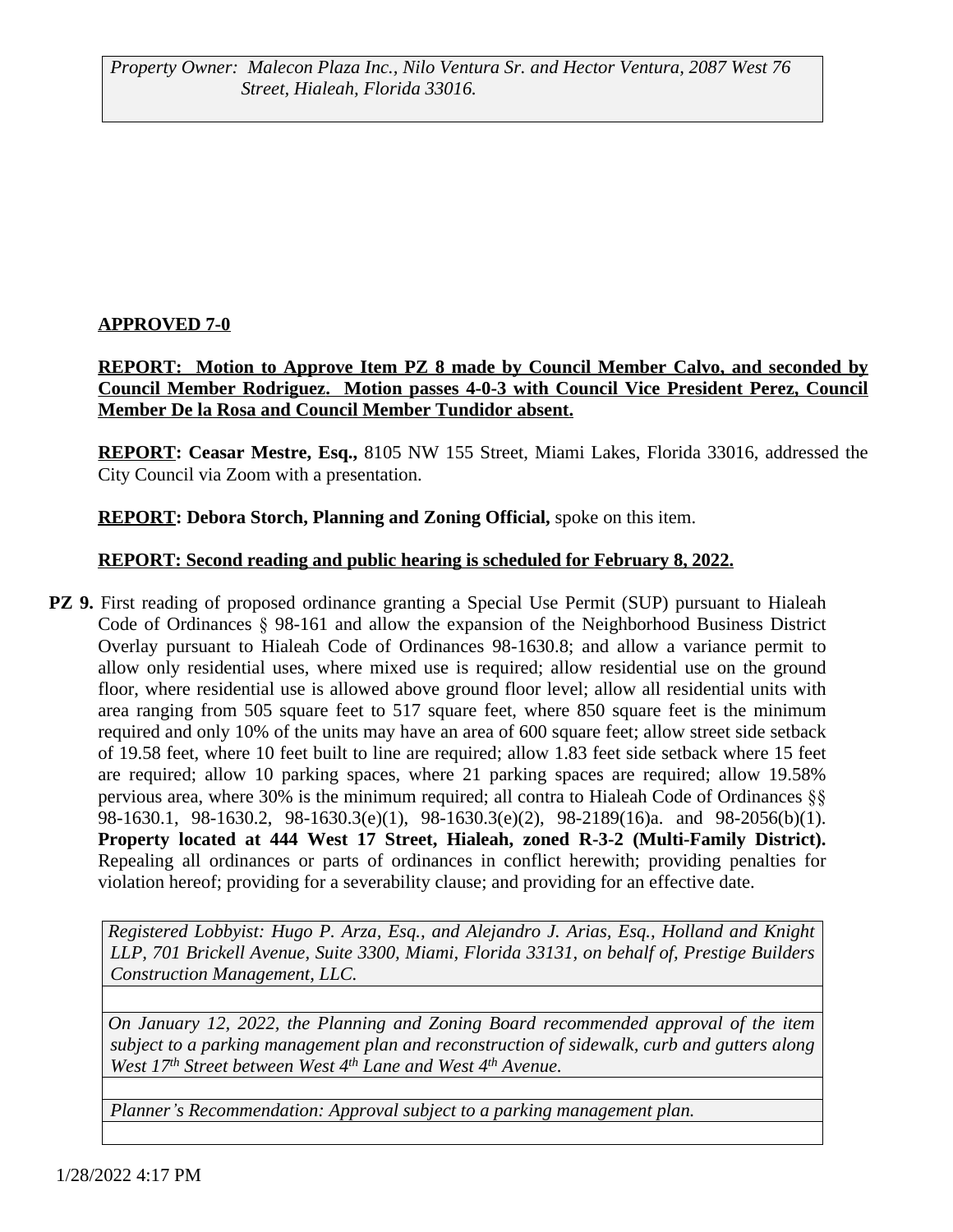*Property Owner: Malecon Plaza Inc., Nilo Ventura Sr. and Hector Ventura, 2087 West 76 Street, Hialeah, Florida 33016.*

**APPROVED 7-0**

**REPORT: Motion to Approve Item PZ 8 made by Council Member Calvo, and seconded by Council Member Rodriguez. Motion passes 4-0-3 with Council Vice President Perez, Council Member De la Rosa and Council Member Tundidor absent.**

**REPORT: Ceasar Mestre, Esq.,** 8105 NW 155 Street, Miami Lakes, Florida 33016, addressed the City Council via Zoom with a presentation.

**REPORT: Debora Storch, Planning and Zoning Official,** spoke on this item.

**REPORT: Second reading and public hearing is scheduled for February 8, 2022.**

**PZ 9.** First reading of proposed ordinance granting a Special Use Permit (SUP) pursuant to Hialeah Code of Ordinances § 98-161 and allow the expansion of the Neighborhood Business District Overlay pursuant to Hialeah Code of Ordinances 98-1630.8; and allow a variance permit to allow only residential uses, where mixed use is required; allow residential use on the ground floor, where residential use is allowed above ground floor level; allow all residential units with area ranging from 505 square feet to 517 square feet, where 850 square feet is the minimum required and only 10% of the units may have an area of 600 square feet; allow street side setback of 19.58 feet, where 10 feet built to line are required; allow 1.83 feet side setback where 15 feet are required; allow 10 parking spaces, where 21 parking spaces are required; allow 19.58% pervious area, where 30% is the minimum required; all contra to Hialeah Code of Ordinances §§ 98-1630.1, 98-1630.2, 98-1630.3(e)(1), 98-1630.3(e)(2), 98-2189(16)a. and 98-2056(b)(1). **Property located at 444 West 17 Street, Hialeah, zoned R-3-2 (Multi-Family District).** Repealing all ordinances or parts of ordinances in conflict herewith; providing penalties for violation hereof; providing for a severability clause; and providing for an effective date.

*Registered Lobbyist: Hugo P. Arza, Esq., and Alejandro J. Arias, Esq., Holland and Knight LLP, 701 Brickell Avenue, Suite 3300, Miami, Florida 33131, on behalf of, Prestige Builders Construction Management, LLC.*

*On January 12, 2022, the Planning and Zoning Board recommended approval of the item subject to a parking management plan and reconstruction of sidewalk, curb and gutters along West 17th Street between West 4th Lane and West 4th Avenue.*

*Planner's Recommendation: Approval subject to a parking management plan.*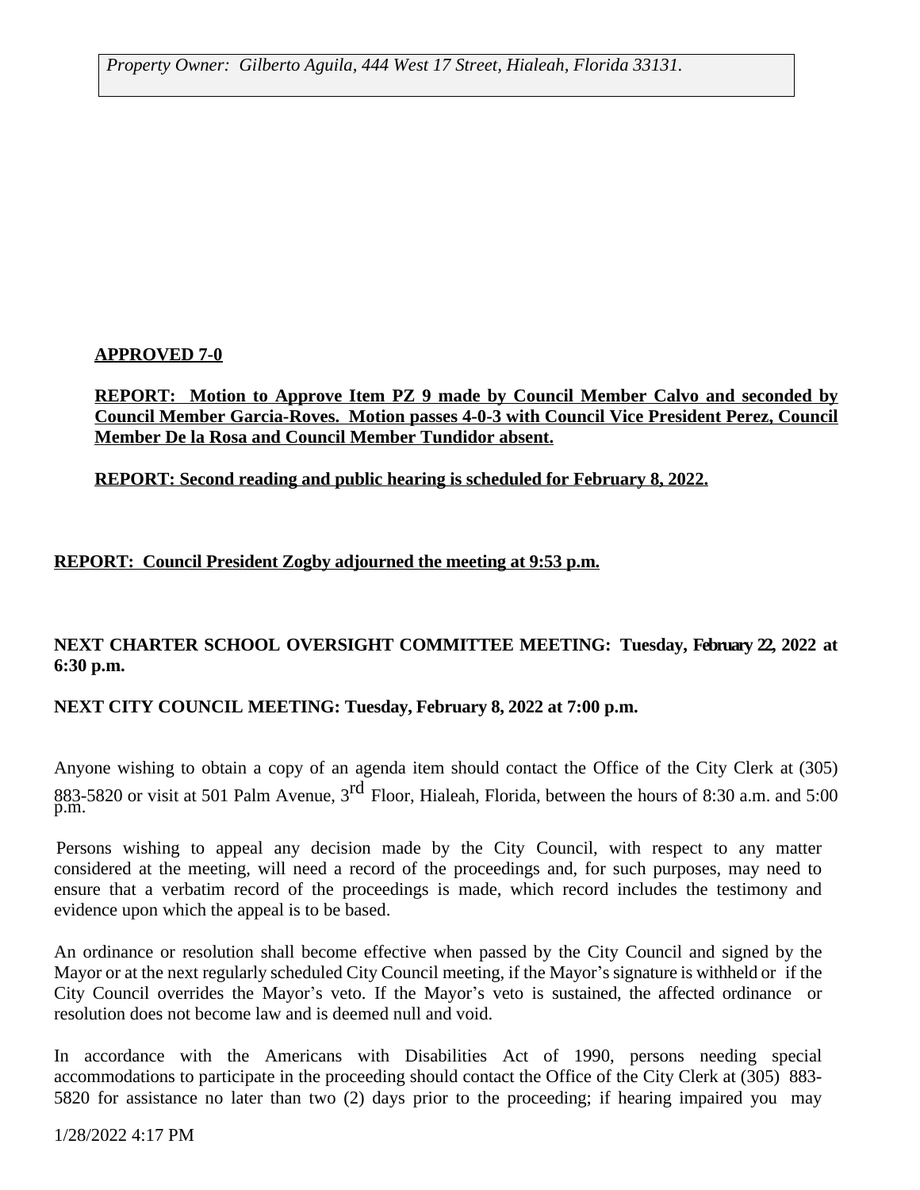*Property Owner: Gilberto Aguila, 444 West 17 Street, Hialeah, Florida 33131.*

**APPROVED 7-0**

**REPORT: Motion to Approve Item PZ 9 made by Council Member Calvo and seconded by Council Member Garcia-Roves. Motion passes 4-0-3 with Council Vice President Perez, Council Member De la Rosa and Council Member Tundidor absent.**

**REPORT: Second reading and public hearing is scheduled for February 8, 2022.**

**REPORT: Council President Zogby adjourned the meeting at 9:53 p.m.**

**NEXT CHARTER SCHOOL OVERSIGHT COMMITTEE MEETING: Tuesday, February 22, 2022 at 6:30 p.m.**

**NEXT CITY COUNCIL MEETING: Tuesday, February 8, 2022 at 7:00 p.m.**

Anyone wishing to obtain a copy of an agenda item should contact the Office of the City Clerk at (305) 883-5820 or visit at 501 Palm Avenue, 3rd Floor, Hialeah, Florida, between the hours of 8:30 a.m. and 5:00 p.m.

Persons wishing to appeal any decision made by the City Council, with respect to any matter considered at the meeting, will need a record of the proceedings and, for such purposes, may need to ensure that a verbatim record of the proceedings is made, which record includes the testimony and evidence upon which the appeal is to be based.

An ordinance or resolution shall become effective when passed by the City Council and signed by the Mayor or at the next regularly scheduled City Council meeting, if the Mayor's signature is withheld or if the City Council overrides the Mayor's veto. If the Mayor's veto is sustained, the affected ordinance or resolution does not become law and is deemed null and void.

In accordance with the Americans with Disabilities Act of 1990, persons needing special accommodations to participate in the proceeding should contact the Office of the City Clerk at (305) 883-5820 for assistance no later than two (2) days prior to the proceeding; if hearing impaired you may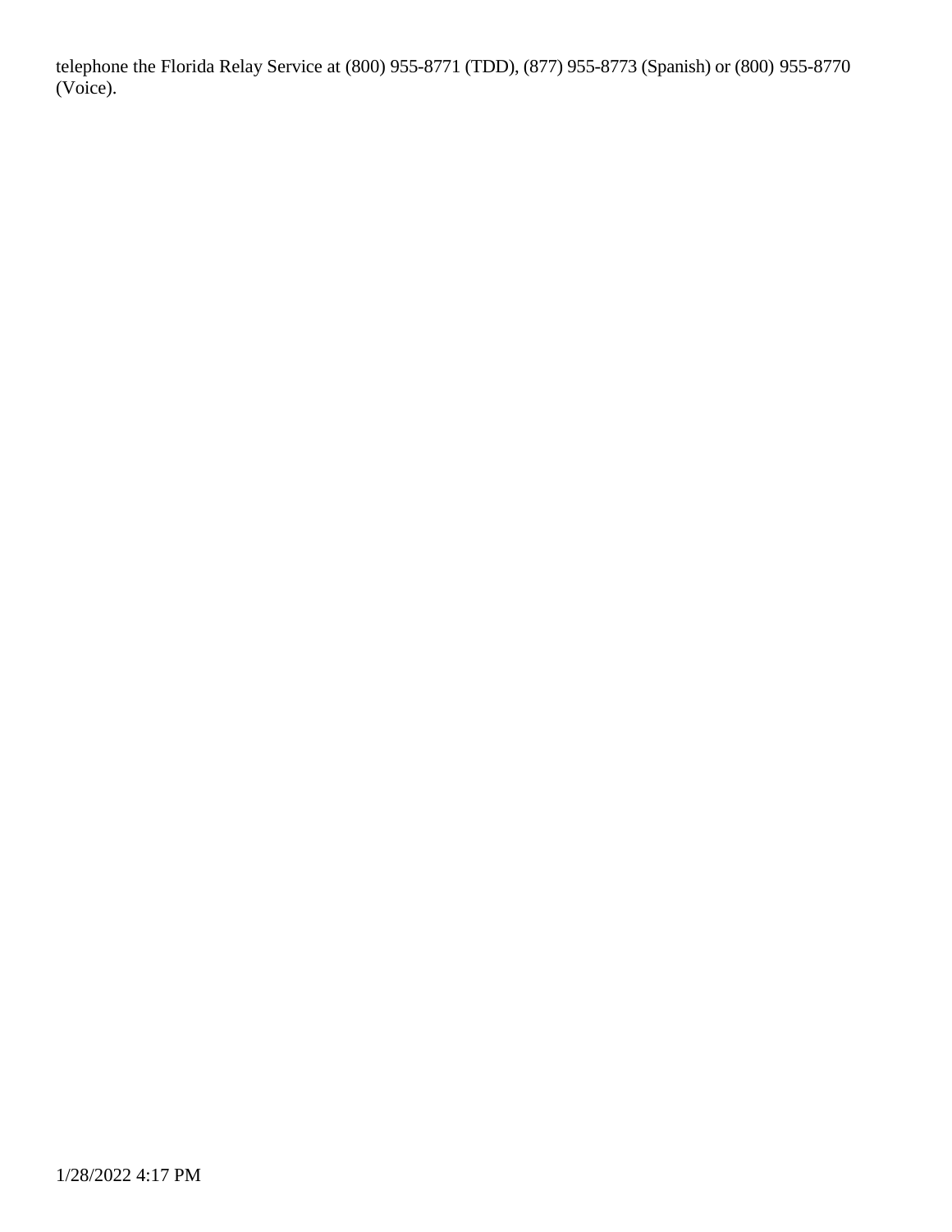telephone the Florida Relay Service at (800) 955-8771 (TDD), (877) 955-8773 (Spanish) or (800) 955-8770 (Voice).